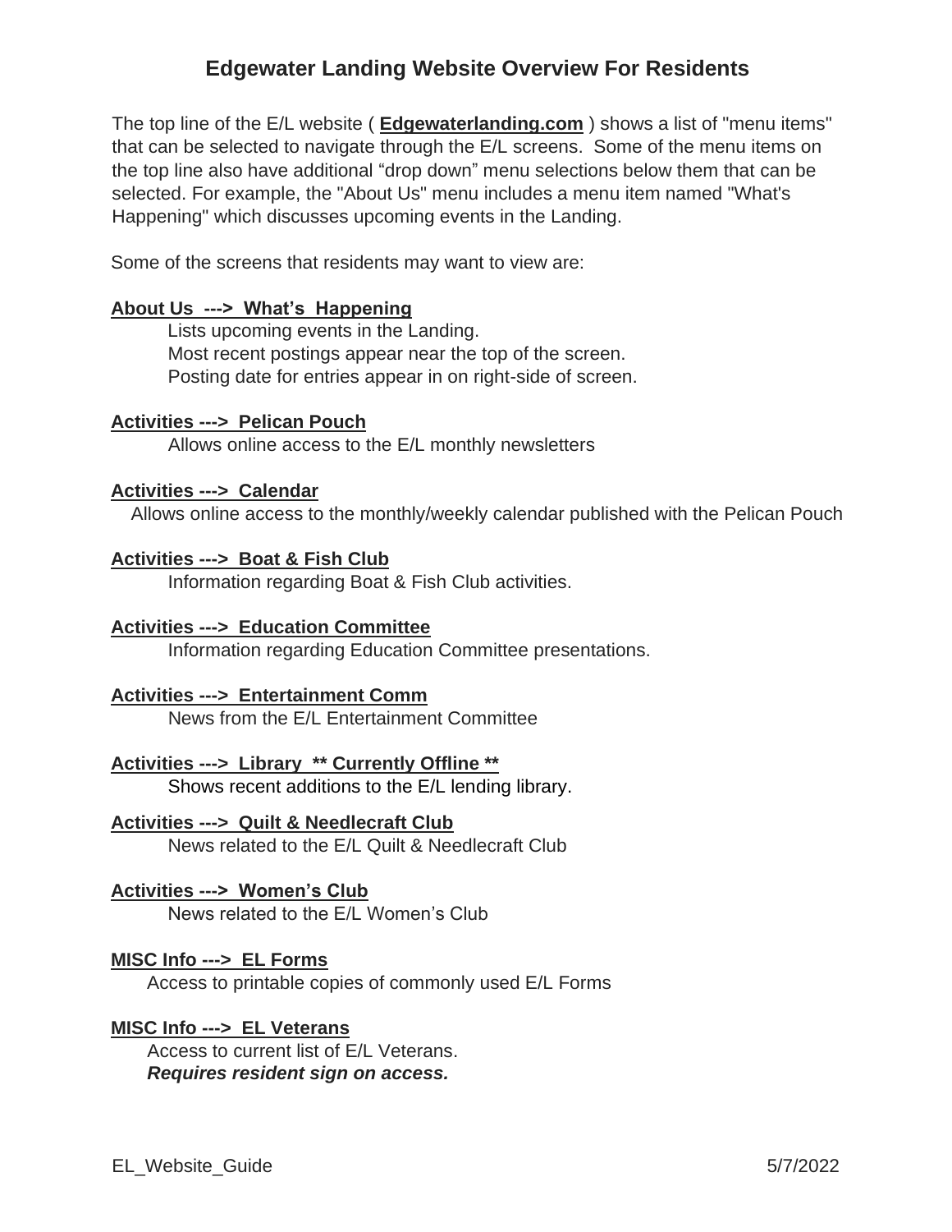# Edgewater Landing Website Overview For Residents

The top line of the E/L website ( **Edgewaterlanding.com** ) shows a list of "menu items" that can be selected to navigate through the E/L screens. Some of the menu items on the top line also have additional "drop down" menu selections below them that can be selected. For example, the "About Us" menu includes a menu item named "What's Happening" which discusses upcoming events in the Landing.

Some of the screens that residents may want to view are:

**About Us ---> What's Happening**

Lists upcoming events in the Landing.
Most recent postings appear near the top of the screen.
Posting date for entries appear in on right-side of screen.

**Activities ---> Pelican Pouch**

Allows online access to the E/L monthly newsletters

**Activities ---> Calendar**

Allows online access to the monthly/weekly calendar published with the Pelican Pouch

**Activities ---> Boat & Fish Club**

Information regarding Boat & Fish Club activities.

**Activities ---> Education Committee**

Information regarding Education Committee presentations.

**Activities ---> Entertainment Comm**

News from the E/L Entertainment Committee

**Activities ---> Library ** Currently Offline ****

Shows recent additions to the E/L lending library.

**Activities ---> Quilt & Needlecraft Club**

News related to the E/L Quilt & Needlecraft Club

**Activities ---> Women's Club**

News related to the E/L Women's Club

**MISC Info ---> EL Forms**

Access to printable copies of commonly used E/L Forms

**MISC Info ---> EL Veterans**

Access to current list of E/L Veterans.
***Requires resident sign on access.***

EL_Website_Guide 5/7/2022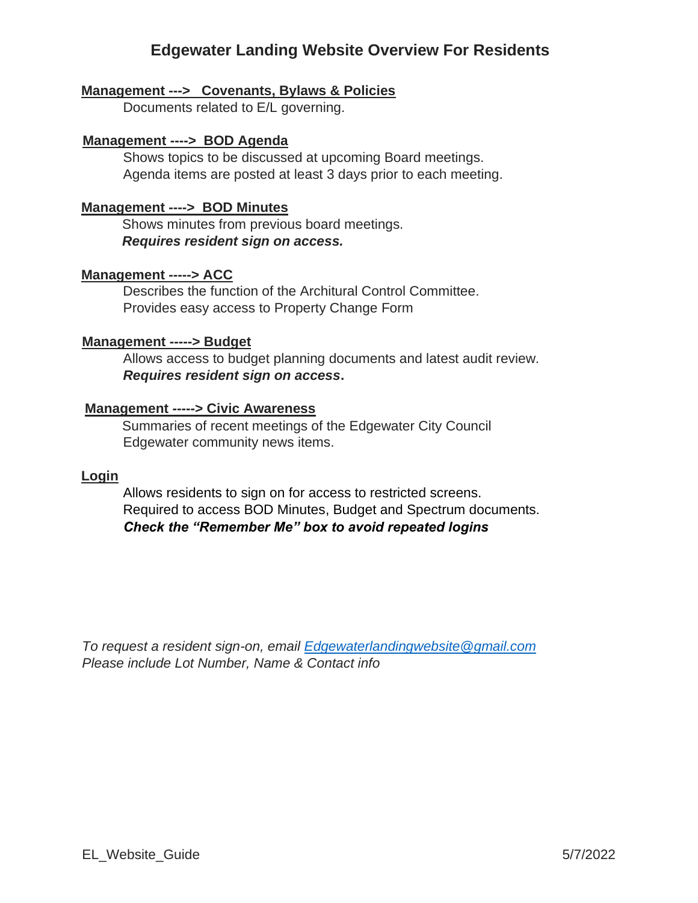# Edgewater Landing Website Overview For Residents

**Management ---> Covenants, Bylaws & Policies**

Documents related to E/L governing.

**Management ----> BOD Agenda**

Shows topics to be discussed at upcoming Board meetings.
Agenda items are posted at least 3 days prior to each meeting.

**Management ----> BOD Minutes**

Shows minutes from previous board meetings.
***Requires resident sign on access.***

**Management -----> ACC**

Describes the function of the Architural Control Committee.
Provides easy access to Property Change Form

**Management -----> Budget**

Allows access to budget planning documents and latest audit review.
***Requires resident sign on access.***

**Management -----> Civic Awareness**

Summaries of recent meetings of the Edgewater City Council
Edgewater community news items.

**Login**

Allows residents to sign on for access to restricted screens.
Required to access BOD Minutes, Budget and Spectrum documents.
***Check the "Remember Me" box to avoid repeated logins***

*To request a resident sign-on, email Edgewaterlandingwebsite@gmail.com*
*Please include Lot Number, Name & Contact info*

EL_Website_Guide 5/7/2022